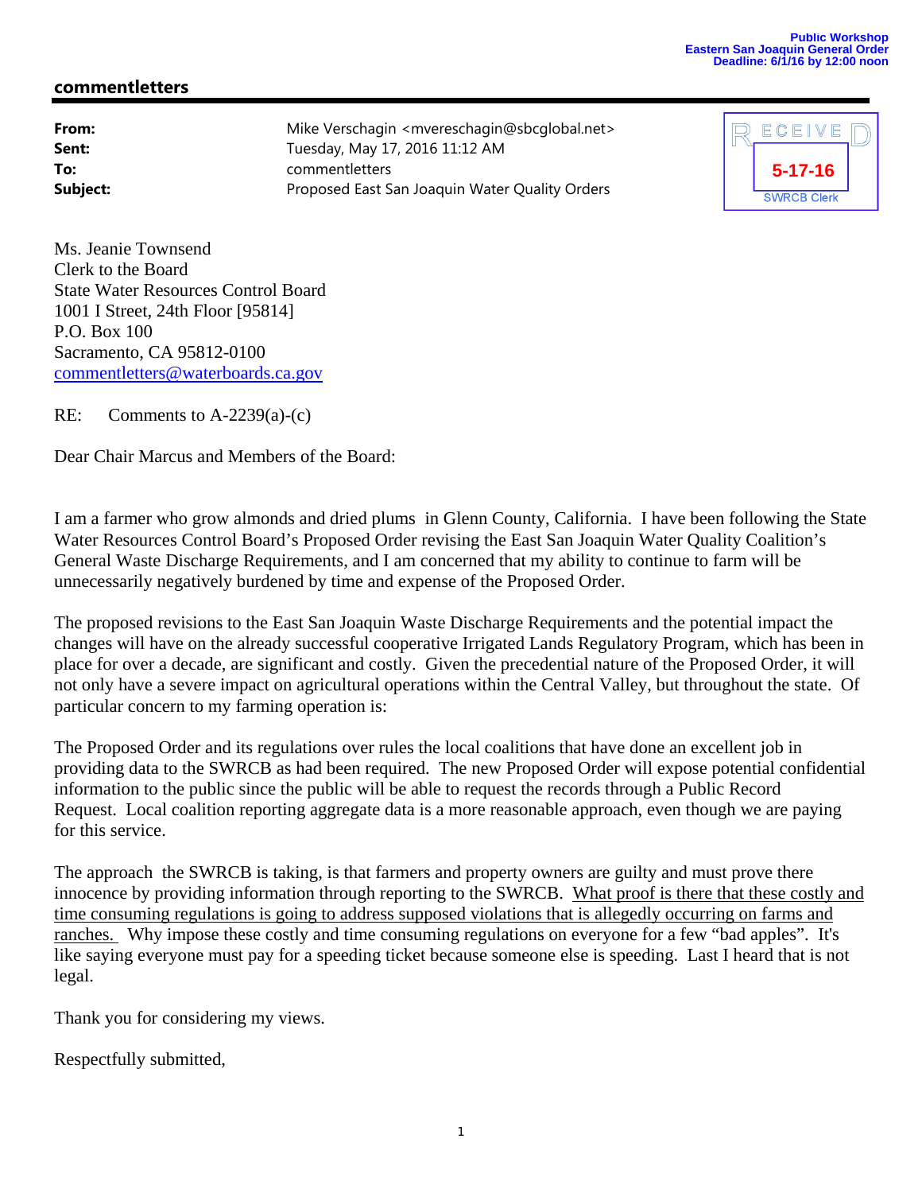Public Workshop
Eastern San Joaquin General Order
Deadline: 6/1/16 by 12:00 noon

## commentletters

| | |
|---|---|
| **From:** | Mike Verschagin <mvereschagin@sbcglobal.net> |
| **Sent:** | Tuesday, May 17, 2016 11:12 AM |
| **To:** | commentletters |
| **Subject:** | Proposed East San Joaquin Water Quality Orders |

RECEIVED
5-17-16
SWRCB Clerk

Ms. Jeanie Townsend
Clerk to the Board
State Water Resources Control Board
1001 I Street, 24th Floor [95814]
P.O. Box 100
Sacramento, CA 95812-0100
commentletters@waterboards.ca.gov

RE: Comments to A-2239(a)-(c)

Dear Chair Marcus and Members of the Board:

I am a farmer who grow almonds and dried plums in Glenn County, California. I have been following the State Water Resources Control Board's Proposed Order revising the East San Joaquin Water Quality Coalition's General Waste Discharge Requirements, and I am concerned that my ability to continue to farm will be unnecessarily negatively burdened by time and expense of the Proposed Order.

The proposed revisions to the East San Joaquin Waste Discharge Requirements and the potential impact the changes will have on the already successful cooperative Irrigated Lands Regulatory Program, which has been in place for over a decade, are significant and costly. Given the precedential nature of the Proposed Order, it will not only have a severe impact on agricultural operations within the Central Valley, but throughout the state. Of particular concern to my farming operation is:

The Proposed Order and its regulations over rules the local coalitions that have done an excellent job in providing data to the SWRCB as had been required. The new Proposed Order will expose potential confidential information to the public since the public will be able to request the records through a Public Record Request. Local coalition reporting aggregate data is a more reasonable approach, even though we are paying for this service.

The approach the SWRCB is taking, is that farmers and property owners are guilty and must prove there innocence by providing information through reporting to the SWRCB. <u>What proof is there that these costly and time consuming regulations is going to address supposed violations that is allegedly occurring on farms and ranches.</u> Why impose these costly and time consuming regulations on everyone for a few "bad apples". It's like saying everyone must pay for a speeding ticket because someone else is speeding. Last I heard that is not legal.

Thank you for considering my views.

Respectfully submitted,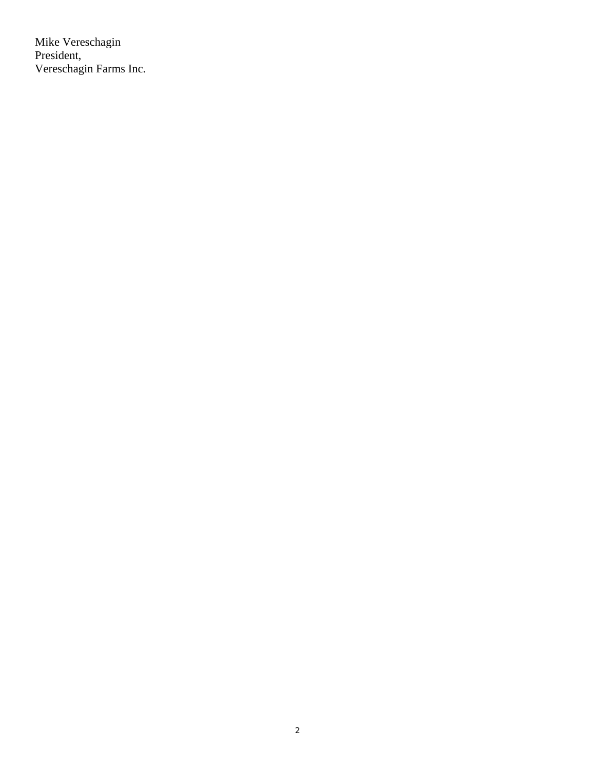Mike Vereschagin
President,
Vereschagin Farms Inc.